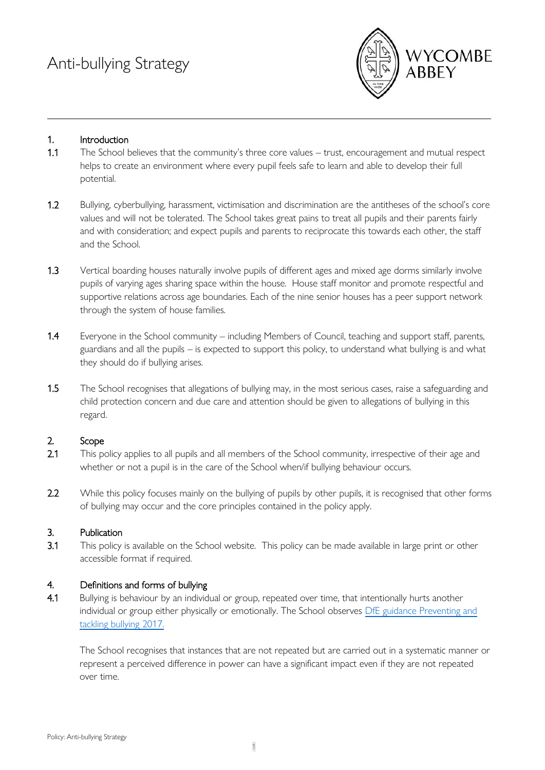# Anti-bullying Strategy

WYCOMBE ABBEY

## 1. Introduction

1.1 The School believes that the community's three core values – trust, encouragement and mutual respect helps to create an environment where every pupil feels safe to learn and able to develop their full potential.

1.2 Bullying, cyberbullying, harassment, victimisation and discrimination are the antitheses of the school's core values and will not be tolerated. The School takes great pains to treat all pupils and their parents fairly and with consideration; and expect pupils and parents to reciprocate this towards each other, the staff and the School.

1.3 Vertical boarding houses naturally involve pupils of different ages and mixed age dorms similarly involve pupils of varying ages sharing space within the house. House staff monitor and promote respectful and supportive relations across age boundaries. Each of the nine senior houses has a peer support network through the system of house families.

1.4 Everyone in the School community – including Members of Council, teaching and support staff, parents, guardians and all the pupils – is expected to support this policy, to understand what bullying is and what they should do if bullying arises.

1.5 The School recognises that allegations of bullying may, in the most serious cases, raise a safeguarding and child protection concern and due care and attention should be given to allegations of bullying in this regard.

## 2. Scope

2.1 This policy applies to all pupils and all members of the School community, irrespective of their age and whether or not a pupil is in the care of the School when/if bullying behaviour occurs.

2.2 While this policy focuses mainly on the bullying of pupils by other pupils, it is recognised that other forms of bullying may occur and the core principles contained in the policy apply.

## 3. Publication

3.1 This policy is available on the School website. This policy can be made available in large print or other accessible format if required.

## 4. Definitions and forms of bullying

4.1 Bullying is behaviour by an individual or group, repeated over time, that intentionally hurts another individual or group either physically or emotionally. The School observes [DfE guidance Preventing and tackling bullying 2017.]

The School recognises that instances that are not repeated but are carried out in a systematic manner or represent a perceived difference in power can have a significant impact even if they are not repeated over time.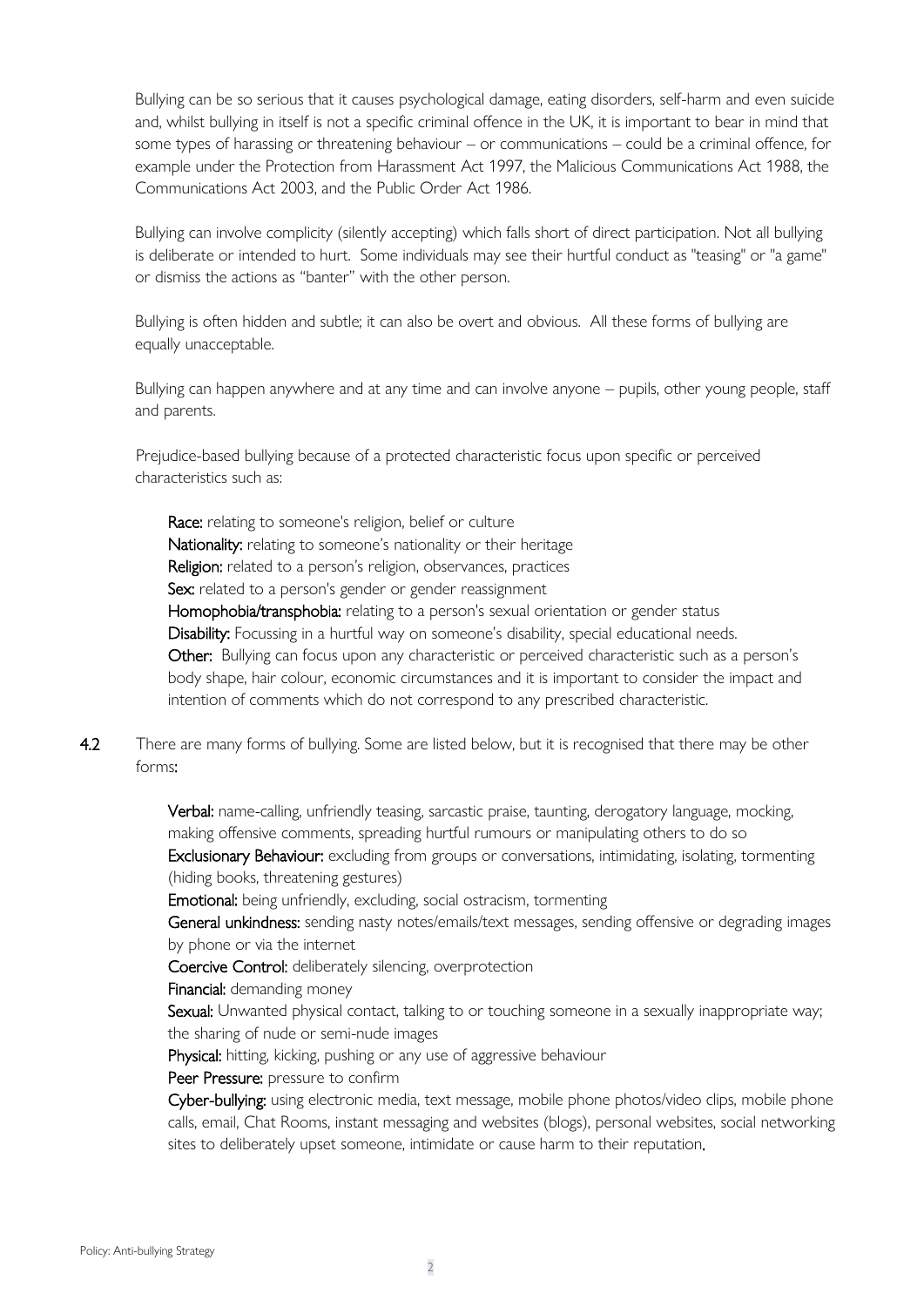Bullying can be so serious that it causes psychological damage, eating disorders, self-harm and even suicide and, whilst bullying in itself is not a specific criminal offence in the UK, it is important to bear in mind that some types of harassing or threatening behaviour – or communications – could be a criminal offence, for example under the Protection from Harassment Act 1997, the Malicious Communications Act 1988, the Communications Act 2003, and the Public Order Act 1986.

Bullying can involve complicity (silently accepting) which falls short of direct participation. Not all bullying is deliberate or intended to hurt. Some individuals may see their hurtful conduct as "teasing" or "a game" or dismiss the actions as "banter" with the other person.

Bullying is often hidden and subtle; it can also be overt and obvious. All these forms of bullying are equally unacceptable.

Bullying can happen anywhere and at any time and can involve anyone – pupils, other young people, staff and parents.

Prejudice-based bullying because of a protected characteristic focus upon specific or perceived characteristics such as:

**Race:** relating to someone's religion, belief or culture
**Nationality:** relating to someone's nationality or their heritage
**Religion:** related to a person's religion, observances, practices
**Sex:** related to a person's gender or gender reassignment
**Homophobia/transphobia:** relating to a person's sexual orientation or gender status
**Disability:** Focussing in a hurtful way on someone's disability, special educational needs.
**Other:** Bullying can focus upon any characteristic or perceived characteristic such as a person's body shape, hair colour, economic circumstances and it is important to consider the impact and intention of comments which do not correspond to any prescribed characteristic.

**4.2** There are many forms of bullying. Some are listed below, but it is recognised that there may be other forms:

**Verbal:** name-calling, unfriendly teasing, sarcastic praise, taunting, derogatory language, mocking, making offensive comments, spreading hurtful rumours or manipulating others to do so
**Exclusionary Behaviour:** excluding from groups or conversations, intimidating, isolating, tormenting (hiding books, threatening gestures)
**Emotional:** being unfriendly, excluding, social ostracism, tormenting
**General unkindness:** sending nasty notes/emails/text messages, sending offensive or degrading images by phone or via the internet
**Coercive Control:** deliberately silencing, overprotection
**Financial:** demanding money
**Sexual:** Unwanted physical contact, talking to or touching someone in a sexually inappropriate way; the sharing of nude or semi-nude images
**Physical:** hitting, kicking, pushing or any use of aggressive behaviour
**Peer Pressure:** pressure to confirm
**Cyber-bullying:** using electronic media, text message, mobile phone photos/video clips, mobile phone calls, email, Chat Rooms, instant messaging and websites (blogs), personal websites, social networking sites to deliberately upset someone, intimidate or cause harm to their reputation.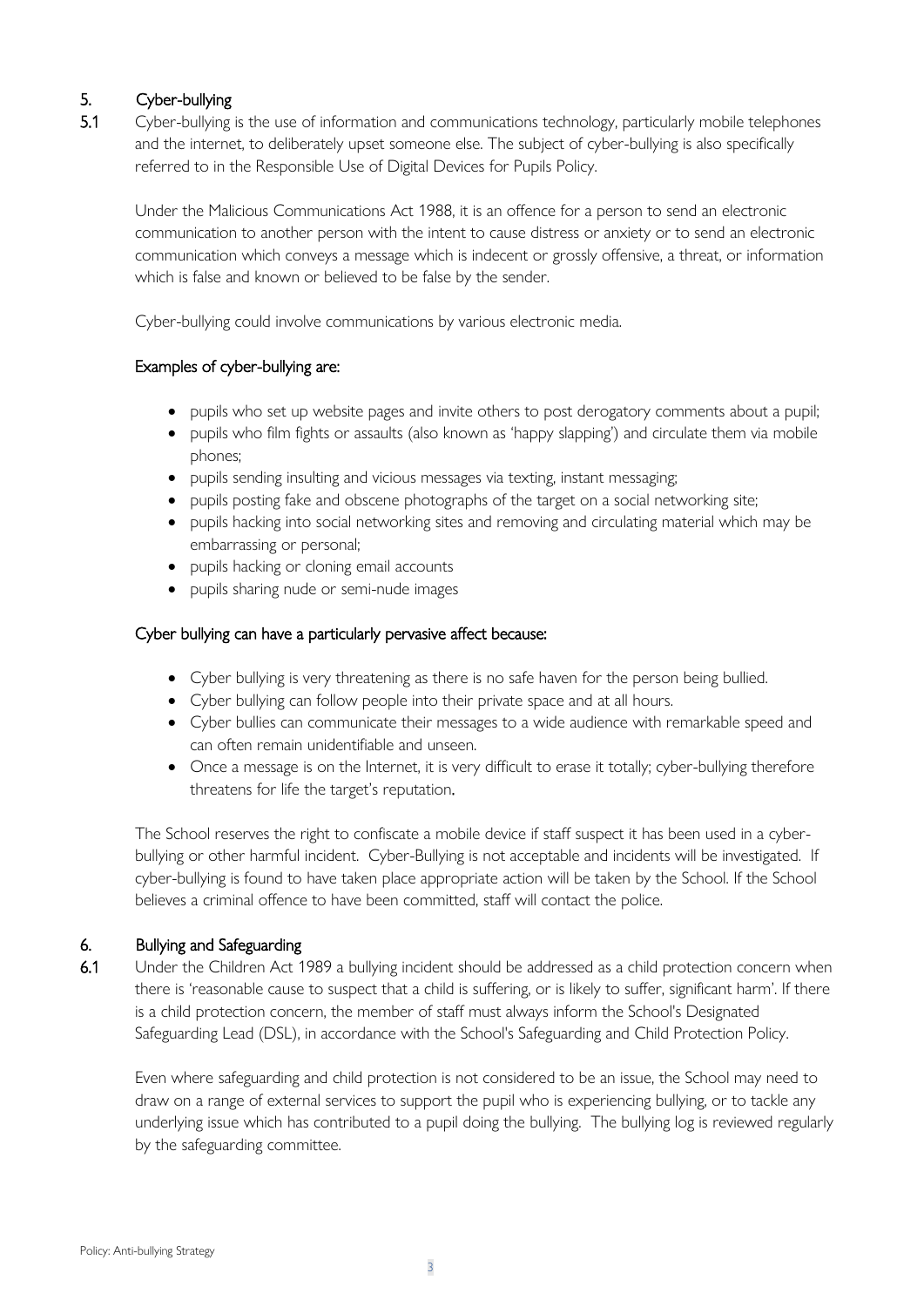## 5. Cyber-bullying

5.1 Cyber-bullying is the use of information and communications technology, particularly mobile telephones and the internet, to deliberately upset someone else. The subject of cyber-bullying is also specifically referred to in the Responsible Use of Digital Devices for Pupils Policy.

Under the Malicious Communications Act 1988, it is an offence for a person to send an electronic communication to another person with the intent to cause distress or anxiety or to send an electronic communication which conveys a message which is indecent or grossly offensive, a threat, or information which is false and known or believed to be false by the sender.

Cyber-bullying could involve communications by various electronic media.

### Examples of cyber-bullying are:

- pupils who set up website pages and invite others to post derogatory comments about a pupil;
- pupils who film fights or assaults (also known as 'happy slapping') and circulate them via mobile phones;
- pupils sending insulting and vicious messages via texting, instant messaging;
- pupils posting fake and obscene photographs of the target on a social networking site;
- pupils hacking into social networking sites and removing and circulating material which may be embarrassing or personal;
- pupils hacking or cloning email accounts
- pupils sharing nude or semi-nude images

### Cyber bullying can have a particularly pervasive affect because:

- Cyber bullying is very threatening as there is no safe haven for the person being bullied.
- Cyber bullying can follow people into their private space and at all hours.
- Cyber bullies can communicate their messages to a wide audience with remarkable speed and can often remain unidentifiable and unseen.
- Once a message is on the Internet, it is very difficult to erase it totally; cyber-bullying therefore threatens for life the target's reputation.

The School reserves the right to confiscate a mobile device if staff suspect it has been used in a cyber-bullying or other harmful incident. Cyber-Bullying is not acceptable and incidents will be investigated. If cyber-bullying is found to have taken place appropriate action will be taken by the School. If the School believes a criminal offence to have been committed, staff will contact the police.

## 6. Bullying and Safeguarding

6.1 Under the Children Act 1989 a bullying incident should be addressed as a child protection concern when there is 'reasonable cause to suspect that a child is suffering, or is likely to suffer, significant harm'. If there is a child protection concern, the member of staff must always inform the School's Designated Safeguarding Lead (DSL), in accordance with the School's Safeguarding and Child Protection Policy.

Even where safeguarding and child protection is not considered to be an issue, the School may need to draw on a range of external services to support the pupil who is experiencing bullying, or to tackle any underlying issue which has contributed to a pupil doing the bullying. The bullying log is reviewed regularly by the safeguarding committee.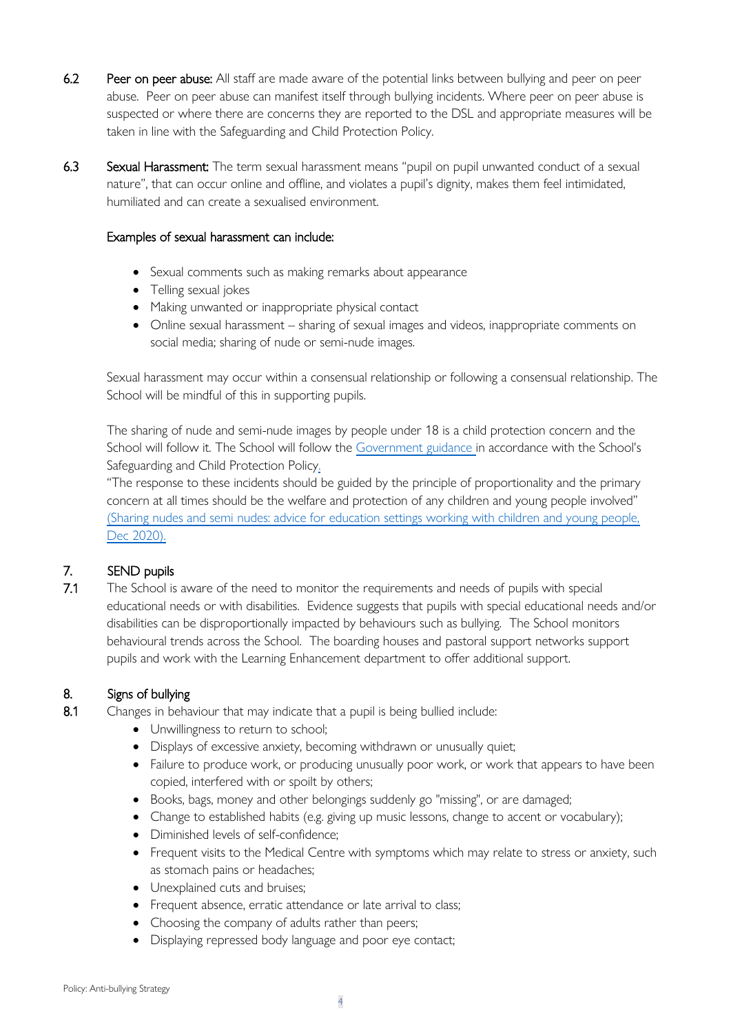6.2 **Peer on peer abuse:** All staff are made aware of the potential links between bullying and peer on peer abuse. Peer on peer abuse can manifest itself through bullying incidents. Where peer on peer abuse is suspected or where there are concerns they are reported to the DSL and appropriate measures will be taken in line with the Safeguarding and Child Protection Policy.

6.3 **Sexual Harassment:** The term sexual harassment means "pupil on pupil unwanted conduct of a sexual nature", that can occur online and offline, and violates a pupil's dignity, makes them feel intimidated, humiliated and can create a sexualised environment.

Examples of sexual harassment can include:

- Sexual comments such as making remarks about appearance
- Telling sexual jokes
- Making unwanted or inappropriate physical contact
- Online sexual harassment – sharing of sexual images and videos, inappropriate comments on social media; sharing of nude or semi-nude images.

Sexual harassment may occur within a consensual relationship or following a consensual relationship. The School will be mindful of this in supporting pupils.

The sharing of nude and semi-nude images by people under 18 is a child protection concern and the School will follow it. The School will follow the Government guidance in accordance with the School's Safeguarding and Child Protection Policy.

"The response to these incidents should be guided by the principle of proportionality and the primary concern at all times should be the welfare and protection of any children and young people involved" (Sharing nudes and semi nudes: advice for education settings working with children and young people, Dec 2020).

## 7. SEND pupils

7.1 The School is aware of the need to monitor the requirements and needs of pupils with special educational needs or with disabilities. Evidence suggests that pupils with special educational needs and/or disabilities can be disproportionally impacted by behaviours such as bullying. The School monitors behavioural trends across the School. The boarding houses and pastoral support networks support pupils and work with the Learning Enhancement department to offer additional support.

## 8. Signs of bullying

8.1 Changes in behaviour that may indicate that a pupil is being bullied include:

- Unwillingness to return to school;
- Displays of excessive anxiety, becoming withdrawn or unusually quiet;
- Failure to produce work, or producing unusually poor work, or work that appears to have been copied, interfered with or spoilt by others;
- Books, bags, money and other belongings suddenly go "missing", or are damaged;
- Change to established habits (e.g. giving up music lessons, change to accent or vocabulary);
- Diminished levels of self-confidence;
- Frequent visits to the Medical Centre with symptoms which may relate to stress or anxiety, such as stomach pains or headaches;
- Unexplained cuts and bruises;
- Frequent absence, erratic attendance or late arrival to class;
- Choosing the company of adults rather than peers;
- Displaying repressed body language and poor eye contact;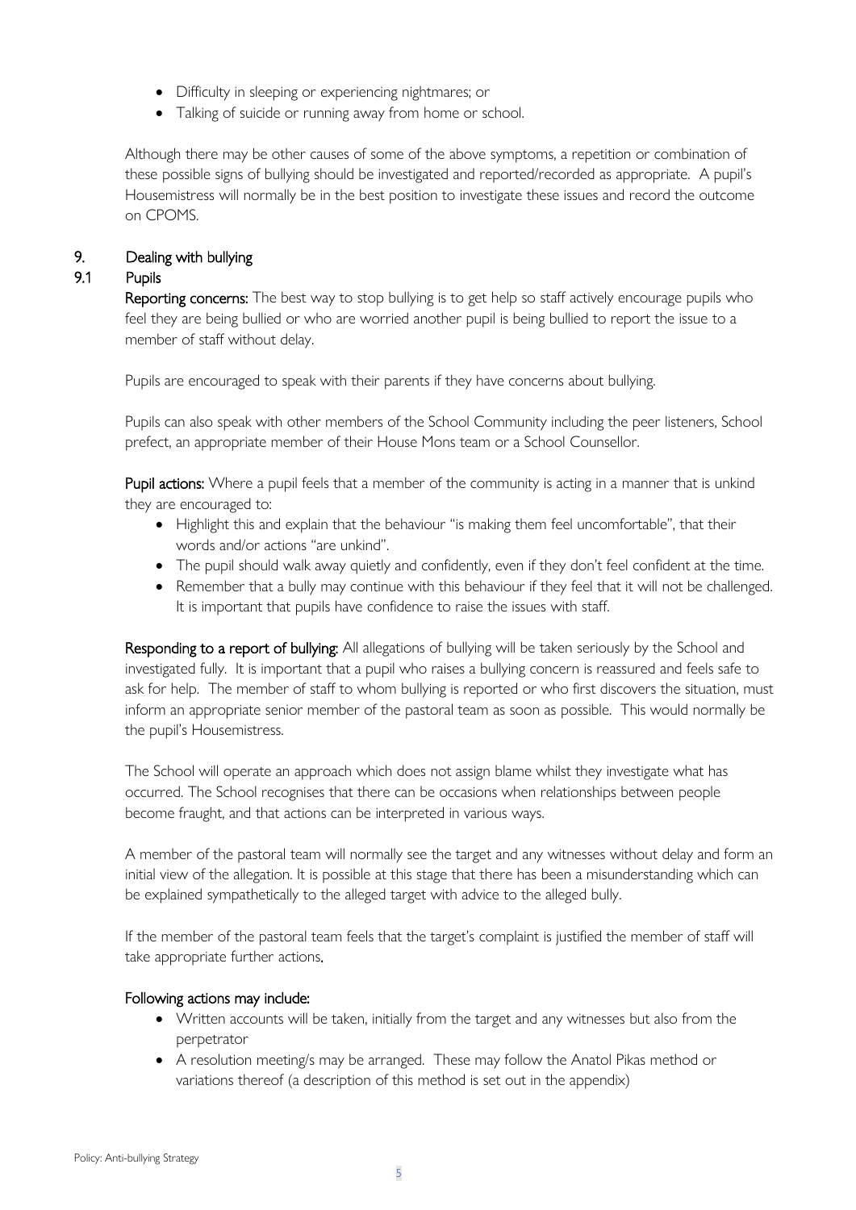- Difficulty in sleeping or experiencing nightmares; or
- Talking of suicide or running away from home or school.

Although there may be other causes of some of the above symptoms, a repetition or combination of these possible signs of bullying should be investigated and reported/recorded as appropriate. A pupil's Housemistress will normally be in the best position to investigate these issues and record the outcome on CPOMS.

## 9. Dealing with bullying

### 9.1 Pupils

**Reporting concerns:** The best way to stop bullying is to get help so staff actively encourage pupils who feel they are being bullied or who are worried another pupil is being bullied to report the issue to a member of staff without delay.

Pupils are encouraged to speak with their parents if they have concerns about bullying.

Pupils can also speak with other members of the School Community including the peer listeners, School prefect, an appropriate member of their House Mons team or a School Counsellor.

**Pupil actions:** Where a pupil feels that a member of the community is acting in a manner that is unkind they are encouraged to:

- Highlight this and explain that the behaviour "is making them feel uncomfortable", that their words and/or actions "are unkind".
- The pupil should walk away quietly and confidently, even if they don't feel confident at the time.
- Remember that a bully may continue with this behaviour if they feel that it will not be challenged. It is important that pupils have confidence to raise the issues with staff.

**Responding to a report of bullying:** All allegations of bullying will be taken seriously by the School and investigated fully. It is important that a pupil who raises a bullying concern is reassured and feels safe to ask for help. The member of staff to whom bullying is reported or who first discovers the situation, must inform an appropriate senior member of the pastoral team as soon as possible. This would normally be the pupil's Housemistress.

The School will operate an approach which does not assign blame whilst they investigate what has occurred. The School recognises that there can be occasions when relationships between people become fraught, and that actions can be interpreted in various ways.

A member of the pastoral team will normally see the target and any witnesses without delay and form an initial view of the allegation. It is possible at this stage that there has been a misunderstanding which can be explained sympathetically to the alleged target with advice to the alleged bully.

If the member of the pastoral team feels that the target's complaint is justified the member of staff will take appropriate further actions.

**Following actions may include:**

- Written accounts will be taken, initially from the target and any witnesses but also from the perpetrator
- A resolution meeting/s may be arranged. These may follow the Anatol Pikas method or variations thereof (a description of this method is set out in the appendix)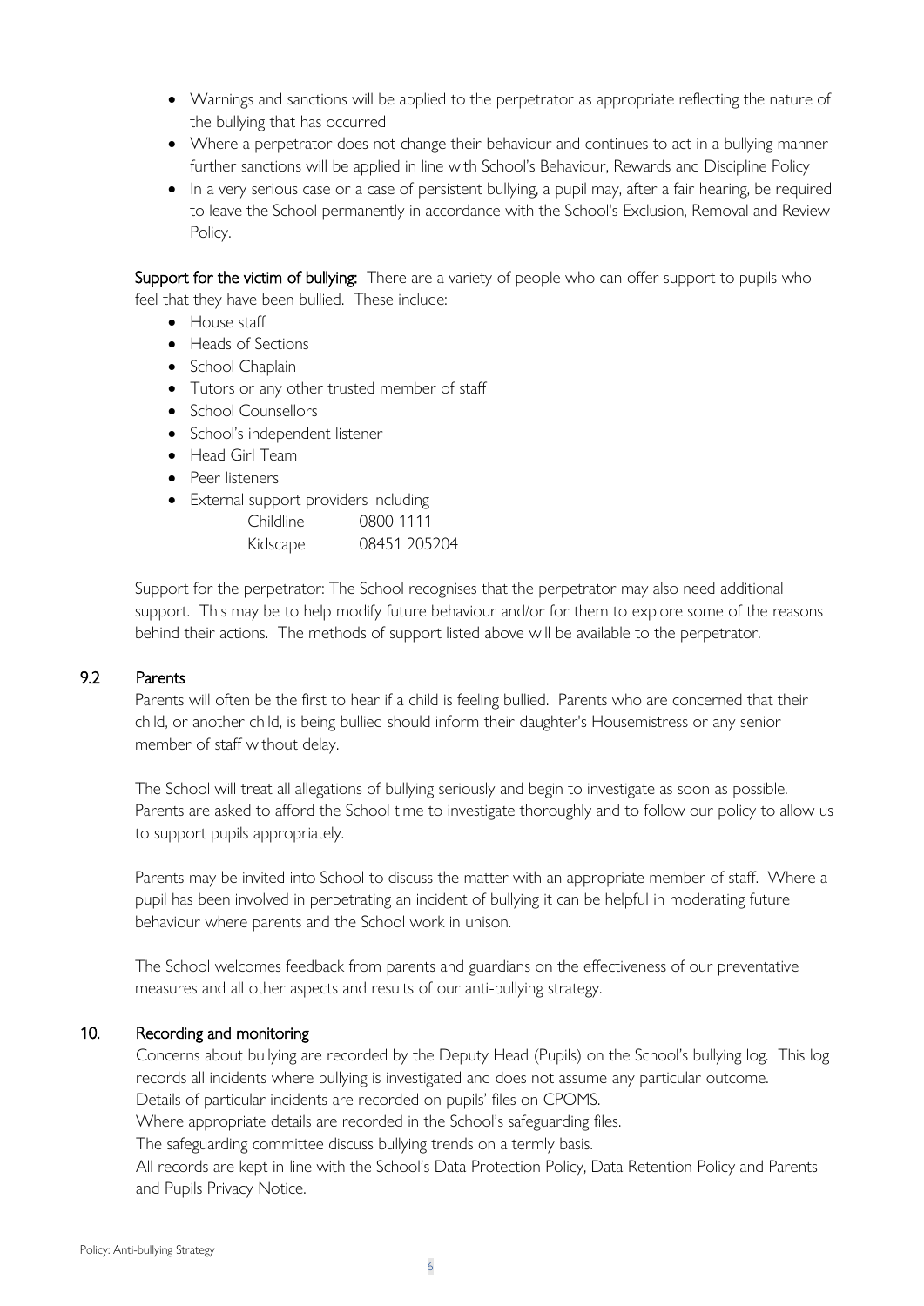- Warnings and sanctions will be applied to the perpetrator as appropriate reflecting the nature of the bullying that has occurred
- Where a perpetrator does not change their behaviour and continues to act in a bullying manner further sanctions will be applied in line with School's Behaviour, Rewards and Discipline Policy
- In a very serious case or a case of persistent bullying, a pupil may, after a fair hearing, be required to leave the School permanently in accordance with the School's Exclusion, Removal and Review Policy.

**Support for the victim of bullying:** There are a variety of people who can offer support to pupils who feel that they have been bullied. These include:

- House staff
- Heads of Sections
- School Chaplain
- Tutors or any other trusted member of staff
- School Counsellors
- School's independent listener
- Head Girl Team
- Peer listeners
- External support providers including
  - Childline 0800 1111
  - Kidscape 08451 205204

Support for the perpetrator: The School recognises that the perpetrator may also need additional support. This may be to help modify future behaviour and/or for them to explore some of the reasons behind their actions. The methods of support listed above will be available to the perpetrator.

### 9.2 Parents

Parents will often be the first to hear if a child is feeling bullied. Parents who are concerned that their child, or another child, is being bullied should inform their daughter's Housemistress or any senior member of staff without delay.

The School will treat all allegations of bullying seriously and begin to investigate as soon as possible. Parents are asked to afford the School time to investigate thoroughly and to follow our policy to allow us to support pupils appropriately.

Parents may be invited into School to discuss the matter with an appropriate member of staff. Where a pupil has been involved in perpetrating an incident of bullying it can be helpful in moderating future behaviour where parents and the School work in unison.

The School welcomes feedback from parents and guardians on the effectiveness of our preventative measures and all other aspects and results of our anti-bullying strategy.

## 10. Recording and monitoring

Concerns about bullying are recorded by the Deputy Head (Pupils) on the School's bullying log. This log records all incidents where bullying is investigated and does not assume any particular outcome.
Details of particular incidents are recorded on pupils' files on CPOMS.
Where appropriate details are recorded in the School's safeguarding files.
The safeguarding committee discuss bullying trends on a termly basis.
All records are kept in-line with the School's Data Protection Policy, Data Retention Policy and Parents and Pupils Privacy Notice.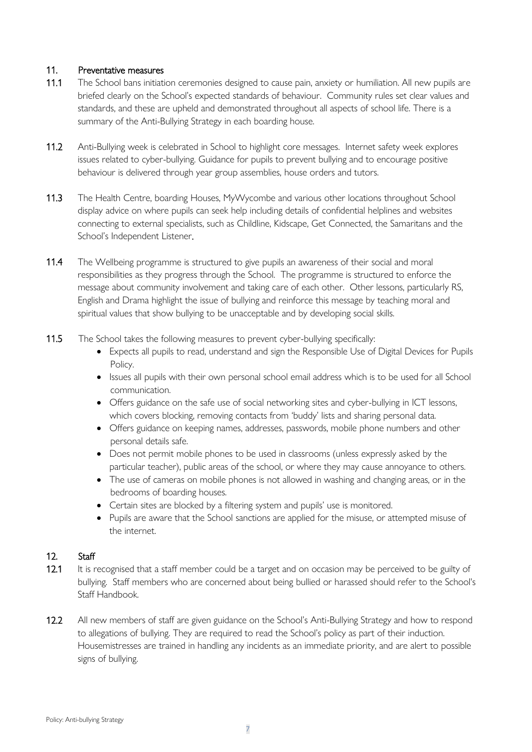## 11. Preventative measures

**11.1** The School bans initiation ceremonies designed to cause pain, anxiety or humiliation. All new pupils are briefed clearly on the School's expected standards of behaviour. Community rules set clear values and standards, and these are upheld and demonstrated throughout all aspects of school life. There is a summary of the Anti-Bullying Strategy in each boarding house.

**11.2** Anti-Bullying week is celebrated in School to highlight core messages. Internet safety week explores issues related to cyber-bullying. Guidance for pupils to prevent bullying and to encourage positive behaviour is delivered through year group assemblies, house orders and tutors.

**11.3** The Health Centre, boarding Houses, MyWycombe and various other locations throughout School display advice on where pupils can seek help including details of confidential helplines and websites connecting to external specialists, such as Childline, Kidscape, Get Connected, the Samaritans and the School's Independent Listener.

**11.4** The Wellbeing programme is structured to give pupils an awareness of their social and moral responsibilities as they progress through the School. The programme is structured to enforce the message about community involvement and taking care of each other. Other lessons, particularly RS, English and Drama highlight the issue of bullying and reinforce this message by teaching moral and spiritual values that show bullying to be unacceptable and by developing social skills.

**11.5** The School takes the following measures to prevent cyber-bullying specifically:

- Expects all pupils to read, understand and sign the Responsible Use of Digital Devices for Pupils Policy.
- Issues all pupils with their own personal school email address which is to be used for all School communication.
- Offers guidance on the safe use of social networking sites and cyber-bullying in ICT lessons, which covers blocking, removing contacts from 'buddy' lists and sharing personal data.
- Offers guidance on keeping names, addresses, passwords, mobile phone numbers and other personal details safe.
- Does not permit mobile phones to be used in classrooms (unless expressly asked by the particular teacher), public areas of the school, or where they may cause annoyance to others.
- The use of cameras on mobile phones is not allowed in washing and changing areas, or in the bedrooms of boarding houses.
- Certain sites are blocked by a filtering system and pupils' use is monitored.
- Pupils are aware that the School sanctions are applied for the misuse, or attempted misuse of the internet.

## 12. Staff

**12.1** It is recognised that a staff member could be a target and on occasion may be perceived to be guilty of bullying. Staff members who are concerned about being bullied or harassed should refer to the School's Staff Handbook.

**12.2** All new members of staff are given guidance on the School's Anti-Bullying Strategy and how to respond to allegations of bullying. They are required to read the School's policy as part of their induction. Housemistresses are trained in handling any incidents as an immediate priority, and are alert to possible signs of bullying.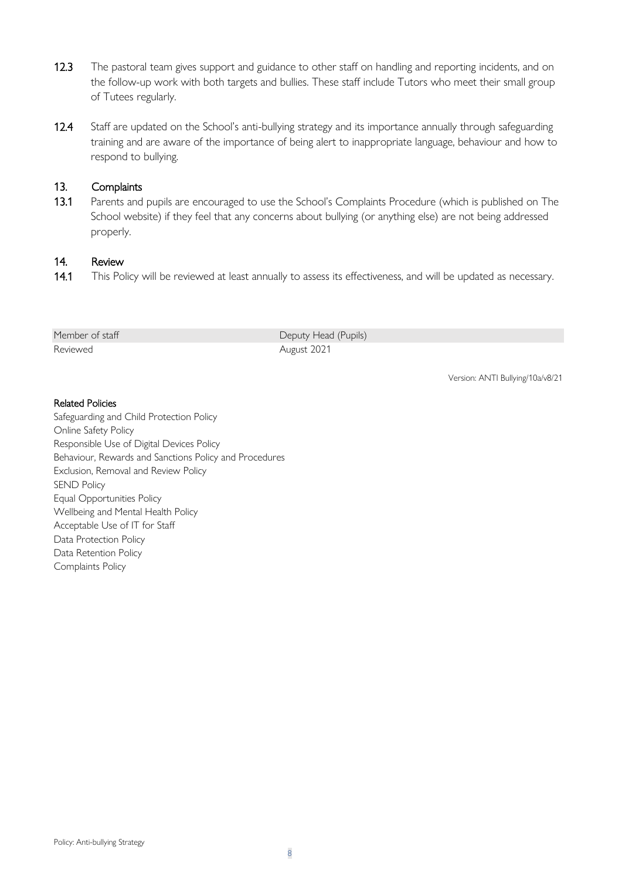12.3 The pastoral team gives support and guidance to other staff on handling and reporting incidents, and on the follow-up work with both targets and bullies. These staff include Tutors who meet their small group of Tutees regularly.

12.4 Staff are updated on the School's anti-bullying strategy and its importance annually through safeguarding training and are aware of the importance of being alert to inappropriate language, behaviour and how to respond to bullying.

## 13. Complaints

13.1 Parents and pupils are encouraged to use the School's Complaints Procedure (which is published on The School website) if they feel that any concerns about bullying (or anything else) are not being addressed properly.

## 14. Review

14.1 This Policy will be reviewed at least annually to assess its effectiveness, and will be updated as necessary.

| | |
|---|---|
| Member of staff | Deputy Head (Pupils) |
| Reviewed | August 2021 |

Version: ANTI Bullying/10a/v8/21

**Related Policies**

Safeguarding and Child Protection Policy
Online Safety Policy
Responsible Use of Digital Devices Policy
Behaviour, Rewards and Sanctions Policy and Procedures
Exclusion, Removal and Review Policy
SEND Policy
Equal Opportunities Policy
Wellbeing and Mental Health Policy
Acceptable Use of IT for Staff
Data Protection Policy
Data Retention Policy
Complaints Policy